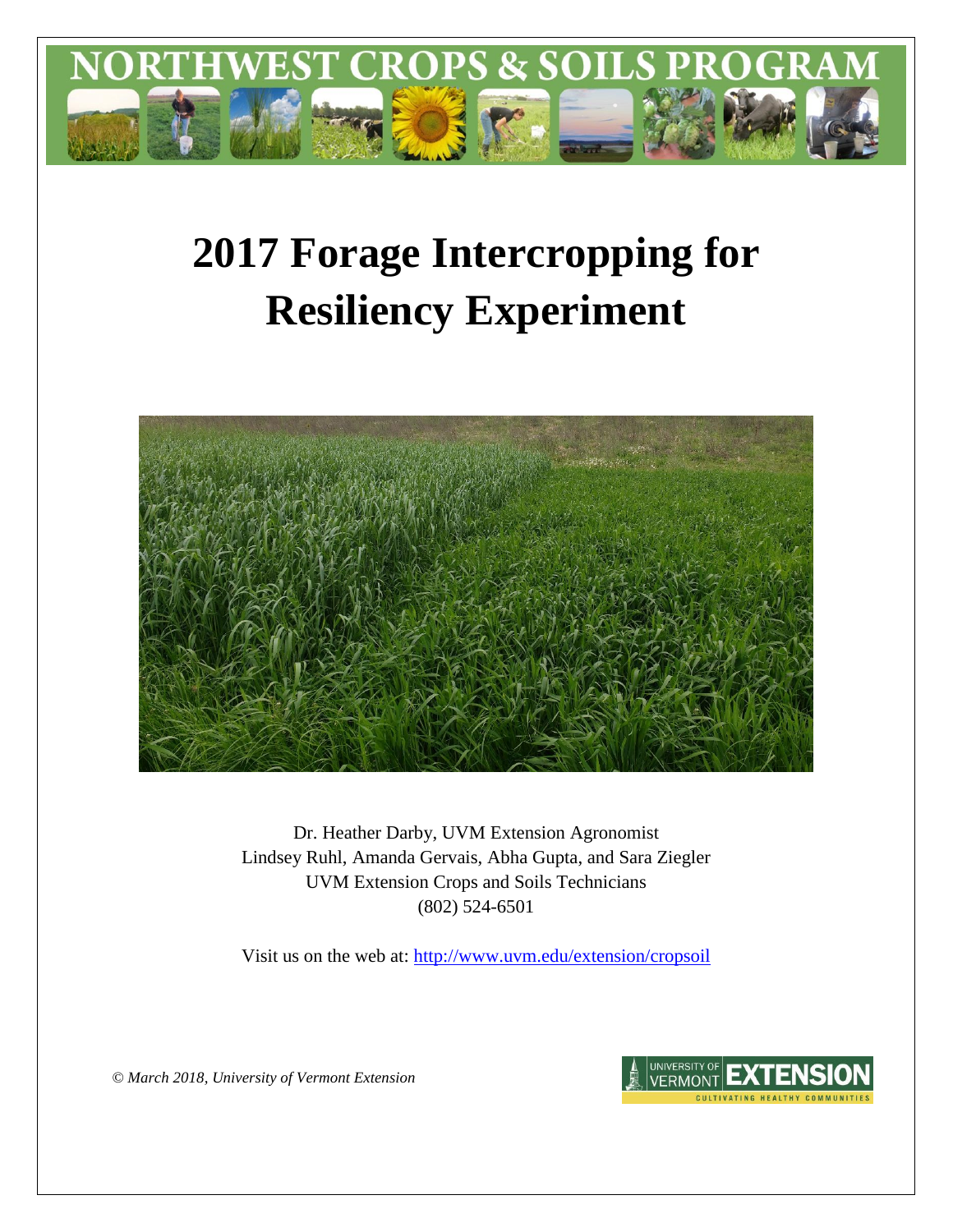# NORTHWEST CROPS & SOILS PROGRAM

# 2017 Forage Intercropping for Resiliency Experiment

Dr. Heather Darby, UVM Extension Agronomist
Lindsey Ruhl, Amanda Gervais, Abha Gupta, and Sara Ziegler
UVM Extension Crops and Soils Technicians
(802) 524-6501

Visit us on the web at: http://www.uvm.edu/extension/cropsoil

*© March 2018, University of Vermont Extension*

UNIVERSITY OF VERMONT EXTENSION
CULTIVATING HEALTHY COMMUNITIES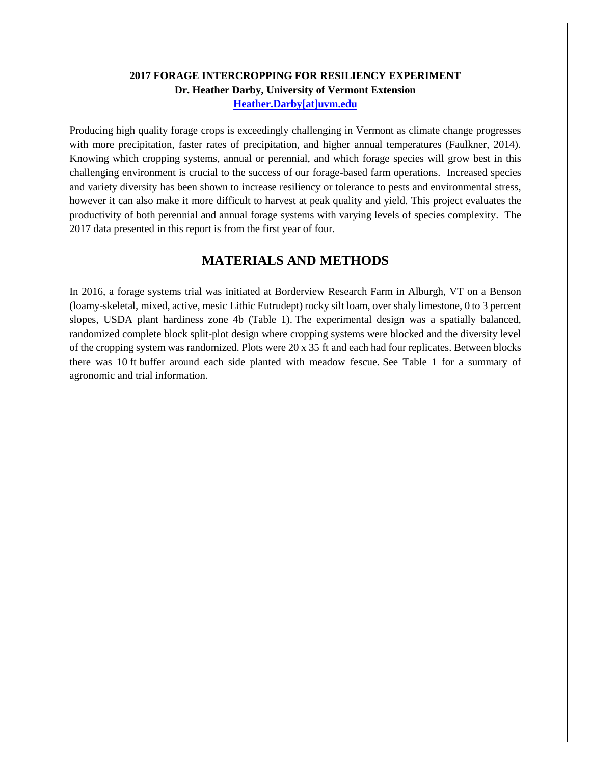**2017 FORAGE INTERCROPPING FOR RESILIENCY EXPERIMENT**
**Dr. Heather Darby, University of Vermont Extension**
**Heather.Darby[at]uvm.edu**

Producing high quality forage crops is exceedingly challenging in Vermont as climate change progresses with more precipitation, faster rates of precipitation, and higher annual temperatures (Faulkner, 2014). Knowing which cropping systems, annual or perennial, and which forage species will grow best in this challenging environment is crucial to the success of our forage-based farm operations. Increased species and variety diversity has been shown to increase resiliency or tolerance to pests and environmental stress, however it can also make it more difficult to harvest at peak quality and yield. This project evaluates the productivity of both perennial and annual forage systems with varying levels of species complexity. The 2017 data presented in this report is from the first year of four.

## MATERIALS AND METHODS

In 2016, a forage systems trial was initiated at Borderview Research Farm in Alburgh, VT on a Benson (loamy-skeletal, mixed, active, mesic Lithic Eutrudept) rocky silt loam, over shaly limestone, 0 to 3 percent slopes, USDA plant hardiness zone 4b (Table 1). The experimental design was a spatially balanced, randomized complete block split-plot design where cropping systems were blocked and the diversity level of the cropping system was randomized. Plots were 20 x 35 ft and each had four replicates. Between blocks there was 10 ft buffer around each side planted with meadow fescue. See Table 1 for a summary of agronomic and trial information.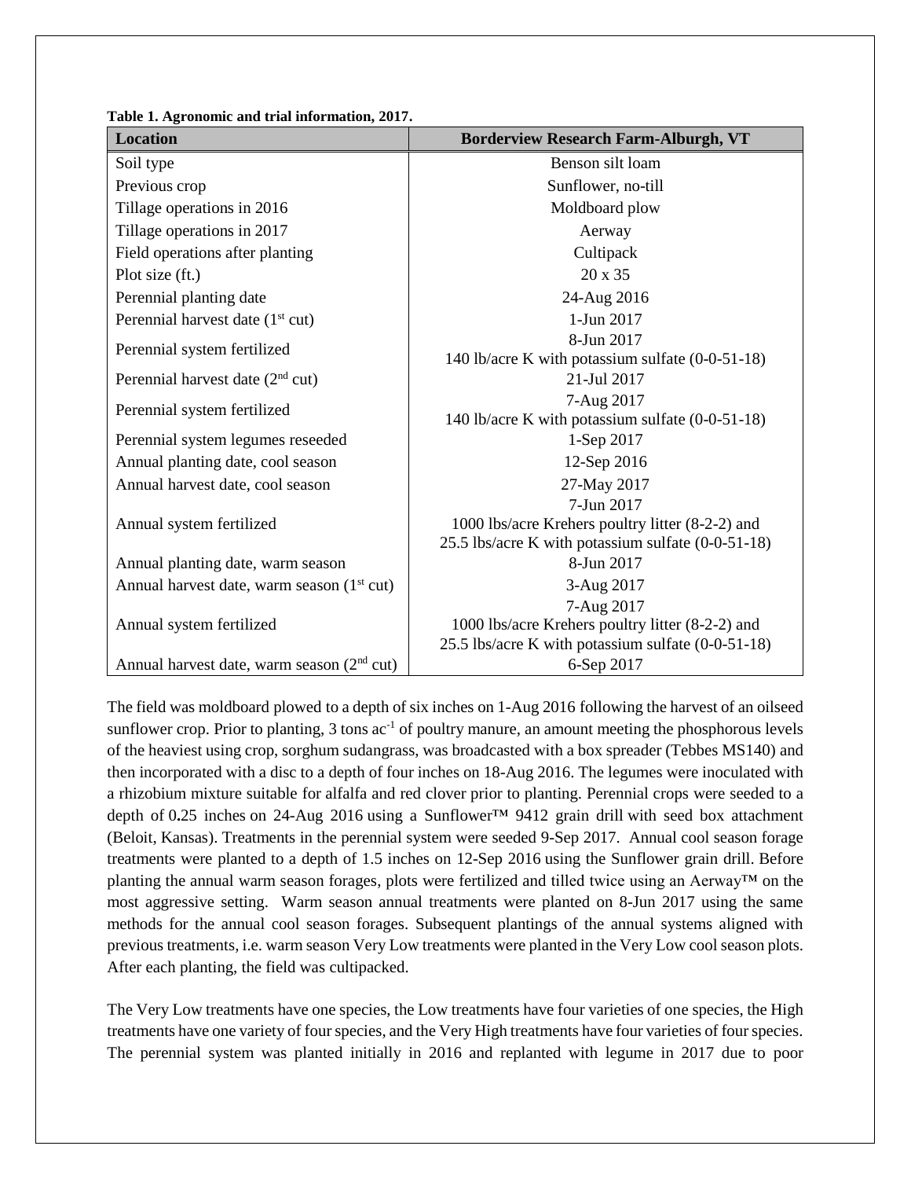**Table 1. Agronomic and trial information, 2017.**

| Location | Borderview Research Farm-Alburgh, VT |
|---|---|
| Soil type | Benson silt loam |
| Previous crop | Sunflower, no-till |
| Tillage operations in 2016 | Moldboard plow |
| Tillage operations in 2017 | Aerway |
| Field operations after planting | Cultipack |
| Plot size (ft.) | 20 x 35 |
| Perennial planting date | 24-Aug 2016 |
| Perennial harvest date (1st cut) | 1-Jun 2017 |
| Perennial system fertilized | 8-Jun 2017<br>140 lb/acre K with potassium sulfate (0-0-51-18) |
| Perennial harvest date (2nd cut) | 21-Jul 2017 |
| Perennial system fertilized | 7-Aug 2017<br>140 lb/acre K with potassium sulfate (0-0-51-18) |
| Perennial system legumes reseeded | 1-Sep 2017 |
| Annual planting date, cool season | 12-Sep 2016 |
| Annual harvest date, cool season | 27-May 2017 |
| Annual system fertilized | 7-Jun 2017<br>1000 lbs/acre Krehers poultry litter (8-2-2) and<br>25.5 lbs/acre K with potassium sulfate (0-0-51-18) |
| Annual planting date, warm season | 8-Jun 2017 |
| Annual harvest date, warm season (1st cut) | 3-Aug 2017 |
| Annual system fertilized | 7-Aug 2017<br>1000 lbs/acre Krehers poultry litter (8-2-2) and<br>25.5 lbs/acre K with potassium sulfate (0-0-51-18) |
| Annual harvest date, warm season (2nd cut) | 6-Sep 2017 |

The field was moldboard plowed to a depth of six inches on 1-Aug 2016 following the harvest of an oilseed sunflower crop. Prior to planting, 3 tons $ac^{-1}$ of poultry manure, an amount meeting the phosphorous levels of the heaviest using crop, sorghum sudangrass, was broadcasted with a box spreader (Tebbes MS140) and then incorporated with a disc to a depth of four inches on 18-Aug 2016. The legumes were inoculated with a rhizobium mixture suitable for alfalfa and red clover prior to planting. Perennial crops were seeded to a depth of 0.25 inches on 24-Aug 2016 using a Sunflower™ 9412 grain drill with seed box attachment (Beloit, Kansas). Treatments in the perennial system were seeded 9-Sep 2017. Annual cool season forage treatments were planted to a depth of 1.5 inches on 12-Sep 2016 using the Sunflower grain drill. Before planting the annual warm season forages, plots were fertilized and tilled twice using an Aerway™ on the most aggressive setting. Warm season annual treatments were planted on 8-Jun 2017 using the same methods for the annual cool season forages. Subsequent plantings of the annual systems aligned with previous treatments, i.e. warm season Very Low treatments were planted in the Very Low cool season plots. After each planting, the field was cultipacked.

The Very Low treatments have one species, the Low treatments have four varieties of one species, the High treatments have one variety of four species, and the Very High treatments have four varieties of four species. The perennial system was planted initially in 2016 and replanted with legume in 2017 due to poor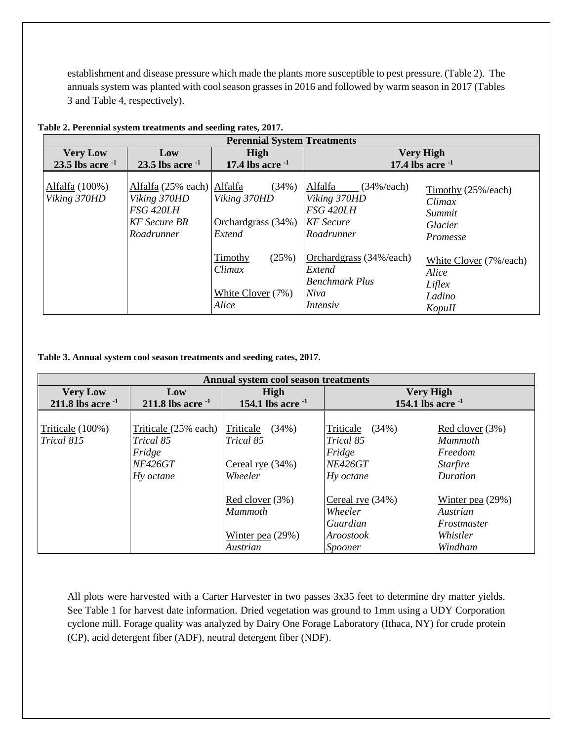establishment and disease pressure which made the plants more susceptible to pest pressure. (Table 2). The annuals system was planted with cool season grasses in 2016 and followed by warm season in 2017 (Tables 3 and Table 4, respectively).

**Table 2. Perennial system treatments and seeding rates, 2017.**

| Perennial System Treatments | | | | |
|---|---|---|---|---|
| **Very Low** 23.5 lbs acre $^{-1}$ | **Low** 23.5 lbs acre $^{-1}$ | **High** 17.4 lbs acre $^{-1}$ | **Very High** 17.4 lbs acre $^{-1}$ | |
| Alfalfa (100%)<br>*Viking 370HD* | Alfalfa (25% each)<br>*Viking 370HD*<br>*FSG 420LH*<br>*KF Secure BR*<br>*Roadrunner* | Alfalfa (34%)<br>*Viking 370HD*<br><br>Orchardgrass (34%)<br>*Extend*<br><br>Timothy (25%)<br>*Climax*<br><br>White Clover (7%)<br>*Alice* | Alfalfa (34%/each)<br>*Viking 370HD*<br>*FSG 420LH*<br>*KF Secure*<br>*Roadrunner*<br><br>Orchardgrass (34%/each)<br>*Extend*<br>*Benchmark Plus*<br>*Niva*<br>*Intensiv* | Timothy (25%/each)<br>*Climax*<br>*Summit*<br>*Glacier*<br>*Promesse*<br><br>White Clover (7%/each)<br>*Alice*<br>*Liflex*<br>*Ladino*<br>*KopuII* |

**Table 3. Annual system cool season treatments and seeding rates, 2017.**

| Annual system cool season treatments | | | | |
|---|---|---|---|---|
| **Very Low** 211.8 lbs acre $^{-1}$ | **Low** 211.8 lbs acre $^{-1}$ | **High** 154.1 lbs acre $^{-1}$ | **Very High** 154.1 lbs acre $^{-1}$ | |
| Triticale (100%)<br>*Trical 815* | Triticale (25% each)<br>*Trical 85*<br>*Fridge*<br>*NE426GT*<br>*Hy octane* | Triticale (34%)<br>*Trical 85*<br><br>Cereal rye (34%)<br>*Wheeler*<br><br>Red clover (3%)<br>*Mammoth*<br><br>Winter pea (29%)<br>*Austrian* | Triticale (34%)<br>*Trical 85*<br>*Fridge*<br>*NE426GT*<br>*Hy octane*<br><br>Cereal rye (34%)<br>*Wheeler*<br>*Guardian*<br>*Aroostook*<br>*Spooner* | Red clover (3%)<br>*Mammoth*<br>*Freedom*<br>*Starfire*<br>*Duration*<br><br>Winter pea (29%)<br>*Austrian*<br>*Frostmaster*<br>*Whistler*<br>*Windham* |

All plots were harvested with a Carter Harvester in two passes 3x35 feet to determine dry matter yields. See Table 1 for harvest date information. Dried vegetation was ground to 1mm using a UDY Corporation cyclone mill. Forage quality was analyzed by Dairy One Forage Laboratory (Ithaca, NY) for crude protein (CP), acid detergent fiber (ADF), neutral detergent fiber (NDF).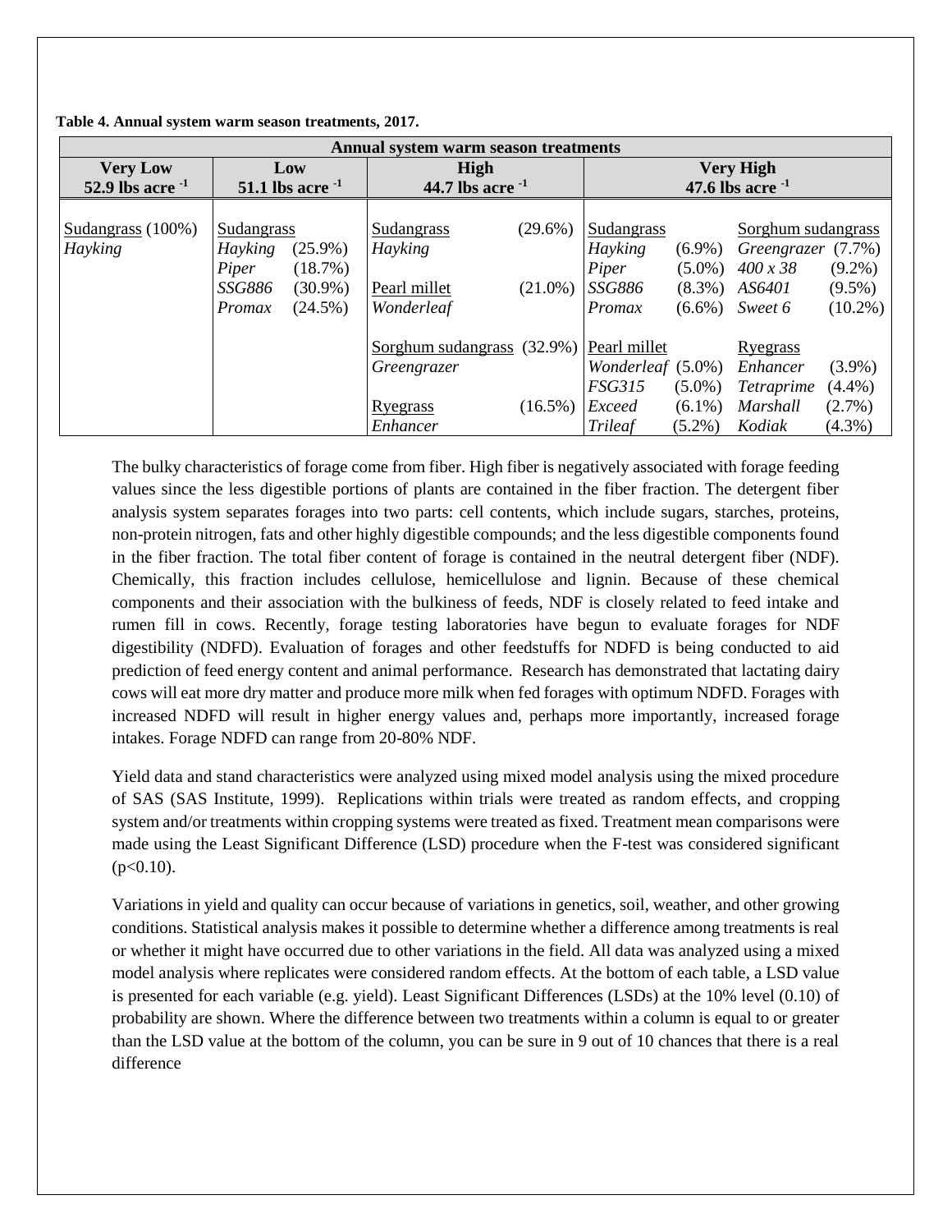**Table 4. Annual system warm season treatments, 2017.**

| Annual system warm season treatments | | | | | | | | | |
|---|---|---|---|---|---|---|---|---|---|
| Very Low 52.9 lbs acre $^{-1}$ | Low 51.1 lbs acre $^{-1}$ | | High 44.7 lbs acre $^{-1}$ | | Very High 47.6 lbs acre $^{-1}$ | | | | |
| Sudangrass (100%) | Sudangrass | | Sudangrass | (29.6%) | Sudangrass | | Sorghum sudangrass | |
| *Hayking* | *Hayking* | (25.9%) | *Hayking* | | *Hayking* | (6.9%) | *Greengrazer* | (7.7%) |
| | *Piper* | (18.7%) | | | *Piper* | (5.0%) | *400 x 38* | (9.2%) |
| | *SSG886* | (30.9%) | Pearl millet | (21.0%) | *SSG886* | (8.3%) | *AS6401* | (9.5%) |
| | *Promax* | (24.5%) | *Wonderleaf* | | *Promax* | (6.6%) | *Sweet 6* | (10.2%) |
| | | | Sorghum sudangrass | (32.9%) | Pearl millet | | Ryegrass | |
| | | | *Greengrazer* | | *Wonderleaf* | (5.0%) | *Enhancer* | (3.9%) |
| | | | | | *FSG315* | (5.0%) | *Tetraprime* | (4.4%) |
| | | | Ryegrass | (16.5%) | *Exceed* | (6.1%) | *Marshall* | (2.7%) |
| | | | *Enhancer* | | *Trileaf* | (5.2%) | *Kodiak* | (4.3%) |

The bulky characteristics of forage come from fiber. High fiber is negatively associated with forage feeding values since the less digestible portions of plants are contained in the fiber fraction. The detergent fiber analysis system separates forages into two parts: cell contents, which include sugars, starches, proteins, non-protein nitrogen, fats and other highly digestible compounds; and the less digestible components found in the fiber fraction. The total fiber content of forage is contained in the neutral detergent fiber (NDF). Chemically, this fraction includes cellulose, hemicellulose and lignin. Because of these chemical components and their association with the bulkiness of feeds, NDF is closely related to feed intake and rumen fill in cows. Recently, forage testing laboratories have begun to evaluate forages for NDF digestibility (NDFD). Evaluation of forages and other feedstuffs for NDFD is being conducted to aid prediction of feed energy content and animal performance. Research has demonstrated that lactating dairy cows will eat more dry matter and produce more milk when fed forages with optimum NDFD. Forages with increased NDFD will result in higher energy values and, perhaps more importantly, increased forage intakes. Forage NDFD can range from 20-80% NDF.

Yield data and stand characteristics were analyzed using mixed model analysis using the mixed procedure of SAS (SAS Institute, 1999). Replications within trials were treated as random effects, and cropping system and/or treatments within cropping systems were treated as fixed. Treatment mean comparisons were made using the Least Significant Difference (LSD) procedure when the F-test was considered significant ($p<0.10$).

Variations in yield and quality can occur because of variations in genetics, soil, weather, and other growing conditions. Statistical analysis makes it possible to determine whether a difference among treatments is real or whether it might have occurred due to other variations in the field. All data was analyzed using a mixed model analysis where replicates were considered random effects. At the bottom of each table, a LSD value is presented for each variable (e.g. yield). Least Significant Differences (LSDs) at the 10% level (0.10) of probability are shown. Where the difference between two treatments within a column is equal to or greater than the LSD value at the bottom of the column, you can be sure in 9 out of 10 chances that there is a real difference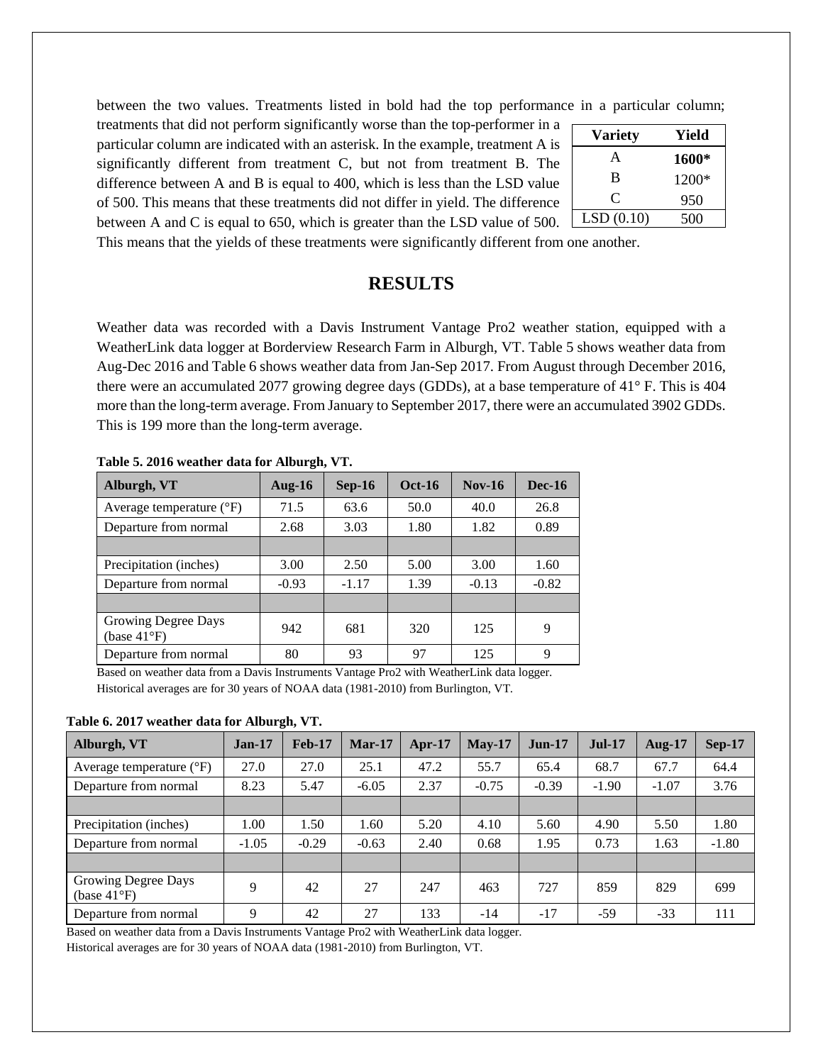between the two values. Treatments listed in bold had the top performance in a particular column; treatments that did not perform significantly worse than the top-performer in a particular column are indicated with an asterisk. In the example, treatment A is significantly different from treatment C, but not from treatment B. The difference between A and B is equal to 400, which is less than the LSD value of 500. This means that these treatments did not differ in yield. The difference between A and C is equal to 650, which is greater than the LSD value of 500. This means that the yields of these treatments were significantly different from one another.

| Variety | Yield |
|---|---|
| A | **1600*** |
| B | 1200* |
| C | 950 |
| LSD (0.10) | 500 |

# RESULTS

Weather data was recorded with a Davis Instrument Vantage Pro2 weather station, equipped with a WeatherLink data logger at Borderview Research Farm in Alburgh, VT. Table 5 shows weather data from Aug-Dec 2016 and Table 6 shows weather data from Jan-Sep 2017. From August through December 2016, there were an accumulated 2077 growing degree days (GDDs), at a base temperature of 41° F. This is 404 more than the long-term average. From January to September 2017, there were an accumulated 3902 GDDs. This is 199 more than the long-term average.

**Table 5. 2016 weather data for Alburgh, VT.**

| Alburgh, VT | Aug-16 | Sep-16 | Oct-16 | Nov-16 | Dec-16 |
|---|---|---|---|---|---|
| Average temperature (°F) | 71.5 | 63.6 | 50.0 | 40.0 | 26.8 |
| Departure from normal | 2.68 | 3.03 | 1.80 | 1.82 | 0.89 |
| | | | | | |
| Precipitation (inches) | 3.00 | 2.50 | 5.00 | 3.00 | 1.60 |
| Departure from normal | -0.93 | -1.17 | 1.39 | -0.13 | -0.82 |
| | | | | | |
| Growing Degree Days (base 41°F) | 942 | 681 | 320 | 125 | 9 |
| Departure from normal | 80 | 93 | 97 | 125 | 9 |

Based on weather data from a Davis Instruments Vantage Pro2 with WeatherLink data logger.
Historical averages are for 30 years of NOAA data (1981-2010) from Burlington, VT.

**Table 6. 2017 weather data for Alburgh, VT.**

| Alburgh, VT | Jan-17 | Feb-17 | Mar-17 | Apr-17 | May-17 | Jun-17 | Jul-17 | Aug-17 | Sep-17 |
|---|---|---|---|---|---|---|---|---|---|
| Average temperature (°F) | 27.0 | 27.0 | 25.1 | 47.2 | 55.7 | 65.4 | 68.7 | 67.7 | 64.4 |
| Departure from normal | 8.23 | 5.47 | -6.05 | 2.37 | -0.75 | -0.39 | -1.90 | -1.07 | 3.76 |
| | | | | | | | | | |
| Precipitation (inches) | 1.00 | 1.50 | 1.60 | 5.20 | 4.10 | 5.60 | 4.90 | 5.50 | 1.80 |
| Departure from normal | -1.05 | -0.29 | -0.63 | 2.40 | 0.68 | 1.95 | 0.73 | 1.63 | -1.80 |
| | | | | | | | | | |
| Growing Degree Days (base 41°F) | 9 | 42 | 27 | 247 | 463 | 727 | 859 | 829 | 699 |
| Departure from normal | 9 | 42 | 27 | 133 | -14 | -17 | -59 | -33 | 111 |

Based on weather data from a Davis Instruments Vantage Pro2 with WeatherLink data logger.
Historical averages are for 30 years of NOAA data (1981-2010) from Burlington, VT.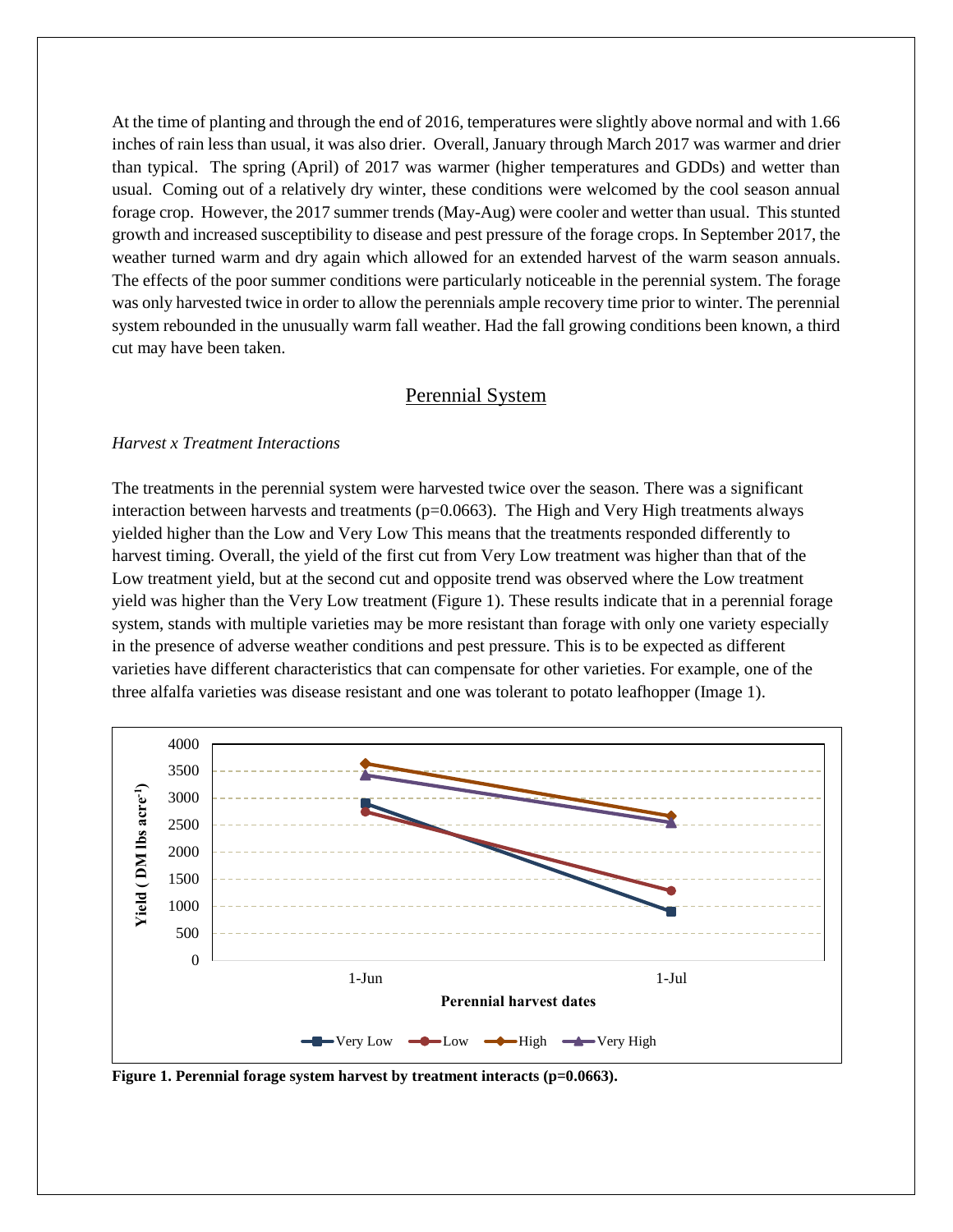At the time of planting and through the end of 2016, temperatures were slightly above normal and with 1.66 inches of rain less than usual, it was also drier. Overall, January through March 2017 was warmer and drier than typical. The spring (April) of 2017 was warmer (higher temperatures and GDDs) and wetter than usual. Coming out of a relatively dry winter, these conditions were welcomed by the cool season annual forage crop. However, the 2017 summer trends (May-Aug) were cooler and wetter than usual. This stunted growth and increased susceptibility to disease and pest pressure of the forage crops. In September 2017, the weather turned warm and dry again which allowed for an extended harvest of the warm season annuals. The effects of the poor summer conditions were particularly noticeable in the perennial system. The forage was only harvested twice in order to allow the perennials ample recovery time prior to winter. The perennial system rebounded in the unusually warm fall weather. Had the fall growing conditions been known, a third cut may have been taken.

## Perennial System

*Harvest x Treatment Interactions*

The treatments in the perennial system were harvested twice over the season. There was a significant interaction between harvests and treatments (p=0.0663). The High and Very High treatments always yielded higher than the Low and Very Low This means that the treatments responded differently to harvest timing. Overall, the yield of the first cut from Very Low treatment was higher than that of the Low treatment yield, but at the second cut and opposite trend was observed where the Low treatment yield was higher than the Very Low treatment (Figure 1). These results indicate that in a perennial forage system, stands with multiple varieties may be more resistant than forage with only one variety especially in the presence of adverse weather conditions and pest pressure. This is to be expected as different varieties have different characteristics that can compensate for other varieties. For example, one of the three alfalfa varieties was disease resistant and one was tolerant to potato leafhopper (Image 1).

**Figure 1. Perennial forage system harvest by treatment interacts (p=0.0663).**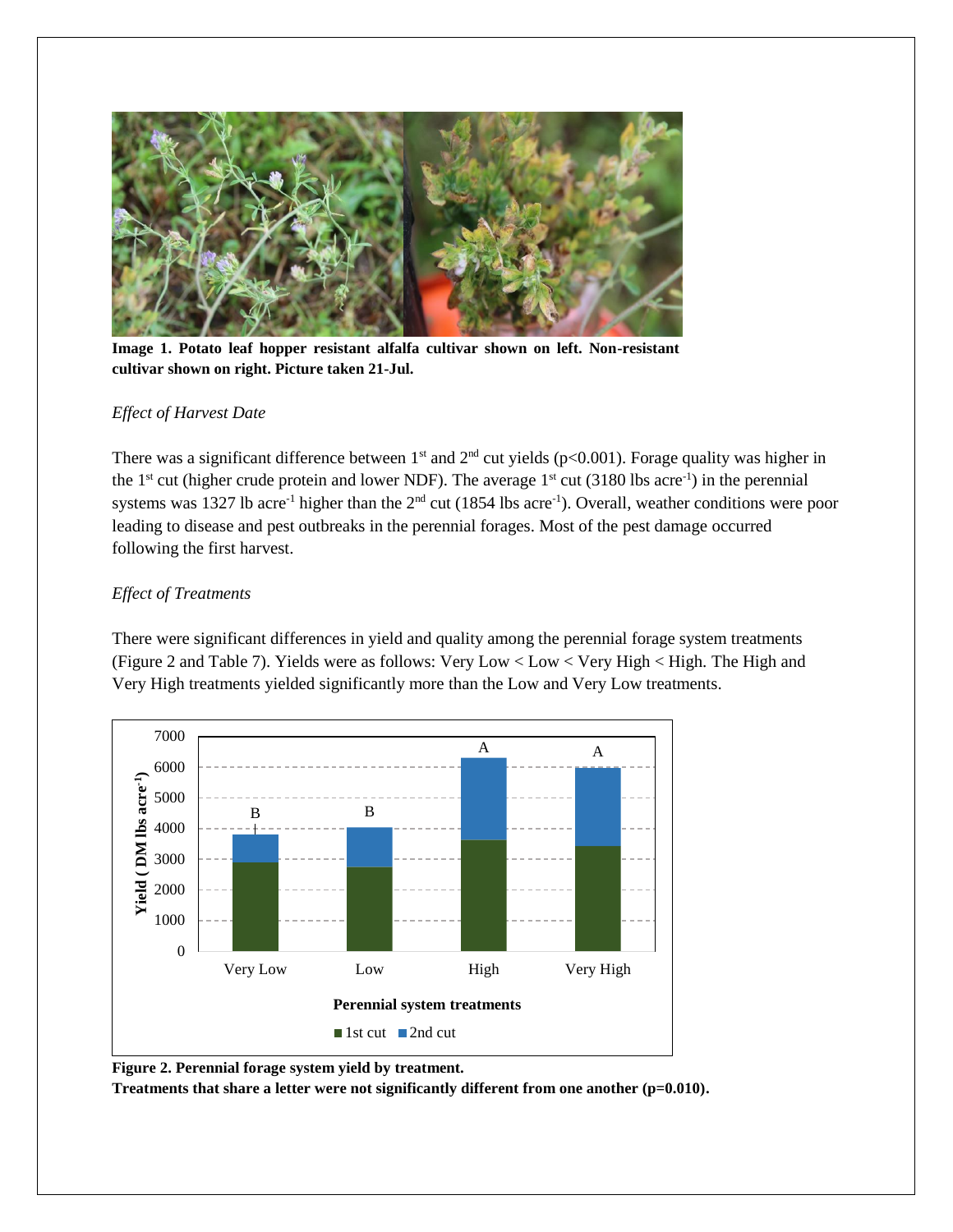**Image 1. Potato leaf hopper resistant alfalfa cultivar shown on left. Non-resistant cultivar shown on right. Picture taken 21-Jul.**

*Effect of Harvest Date*

There was a significant difference between 1st and 2nd cut yields ($p<0.001$). Forage quality was higher in the 1st cut (higher crude protein and lower NDF). The average 1st cut (3180 lbs acre$^{-1}$) in the perennial systems was 1327 lb acre$^{-1}$ higher than the 2nd cut (1854 lbs acre$^{-1}$). Overall, weather conditions were poor leading to disease and pest outbreaks in the perennial forages. Most of the pest damage occurred following the first harvest.

*Effect of Treatments*

There were significant differences in yield and quality among the perennial forage system treatments (Figure 2 and Table 7). Yields were as follows: Very Low < Low < Very High < High. The High and Very High treatments yielded significantly more than the Low and Very Low treatments.

**Figure 2. Perennial forage system yield by treatment.**
**Treatments that share a letter were not significantly different from one another (p=0.010).**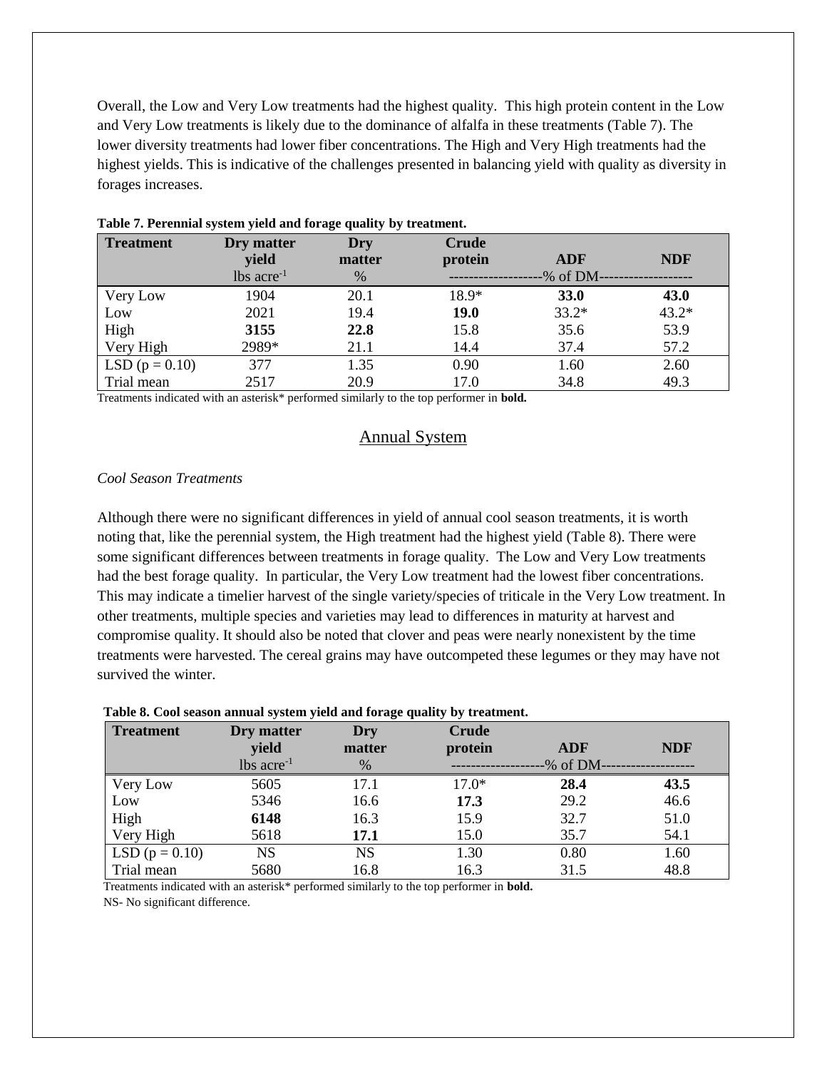Overall, the Low and Very Low treatments had the highest quality. This high protein content in the Low and Very Low treatments is likely due to the dominance of alfalfa in these treatments (Table 7). The lower diversity treatments had lower fiber concentrations. The High and Very High treatments had the highest yields. This is indicative of the challenges presented in balancing yield with quality as diversity in forages increases.

**Table 7. Perennial system yield and forage quality by treatment.**

| Treatment | Dry matter yield | Dry matter | Crude protein | ADF | NDF |
|---|---|---|---|---|---|
| | lbs acre$^{-1}$ | % | -------------------% of DM | ------------------- | |
| Very Low | 1904 | 20.1 | 18.9* | **33.0** | **43.0** |
| Low | 2021 | 19.4 | **19.0** | 33.2* | 43.2* |
| High | **3155** | **22.8** | 15.8 | 35.6 | 53.9 |
| Very High | 2989* | 21.1 | 14.4 | 37.4 | 57.2 |
| LSD (p = 0.10) | 377 | 1.35 | 0.90 | 1.60 | 2.60 |
| Trial mean | 2517 | 20.9 | 17.0 | 34.8 | 49.3 |

Treatments indicated with an asterisk* performed similarly to the top performer in **bold.**

## Annual System

*Cool Season Treatments*

Although there were no significant differences in yield of annual cool season treatments, it is worth noting that, like the perennial system, the High treatment had the highest yield (Table 8). There were some significant differences between treatments in forage quality. The Low and Very Low treatments had the best forage quality. In particular, the Very Low treatment had the lowest fiber concentrations. This may indicate a timelier harvest of the single variety/species of triticale in the Very Low treatment. In other treatments, multiple species and varieties may lead to differences in maturity at harvest and compromise quality. It should also be noted that clover and peas were nearly nonexistent by the time treatments were harvested. The cereal grains may have outcompeted these legumes or they may have not survived the winter.

**Table 8. Cool season annual system yield and forage quality by treatment.**

| Treatment | Dry matter yield | Dry matter | Crude protein | ADF | NDF |
|---|---|---|---|---|---|
| | lbs acre$^{-1}$ | % | -------------------% of DM | ------------------- | |
| Very Low | 5605 | 17.1 | 17.0* | **28.4** | **43.5** |
| Low | 5346 | 16.6 | **17.3** | 29.2 | 46.6 |
| High | **6148** | 16.3 | 15.9 | 32.7 | 51.0 |
| Very High | 5618 | **17.1** | 15.0 | 35.7 | 54.1 |
| LSD (p = 0.10) | NS | NS | 1.30 | 0.80 | 1.60 |
| Trial mean | 5680 | 16.8 | 16.3 | 31.5 | 48.8 |

Treatments indicated with an asterisk* performed similarly to the top performer in **bold.**
NS- No significant difference.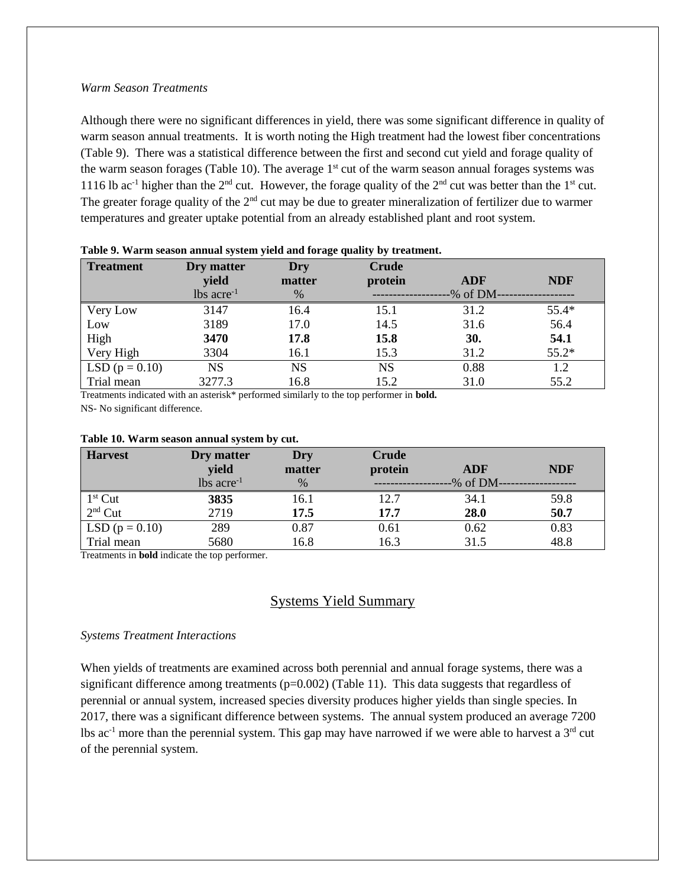*Warm Season Treatments*

Although there were no significant differences in yield, there was some significant difference in quality of warm season annual treatments. It is worth noting the High treatment had the lowest fiber concentrations (Table 9). There was a statistical difference between the first and second cut yield and forage quality of the warm season forages (Table 10). The average 1st cut of the warm season annual forages systems was 1116 lb ac$^{-1}$ higher than the 2nd cut. However, the forage quality of the 2nd cut was better than the 1st cut. The greater forage quality of the 2nd cut may be due to greater mineralization of fertilizer due to warmer temperatures and greater uptake potential from an already established plant and root system.

**Table 9. Warm season annual system yield and forage quality by treatment.**

| Treatment | Dry matter yield | Dry matter | Crude protein | ADF | NDF |
|---|---|---|---|---|---|
| | lbs acre$^{-1}$ | % | ---------- | % of DM | ---------- |
| Very Low | 3147 | 16.4 | 15.1 | 31.2 | 55.4* |
| Low | 3189 | 17.0 | 14.5 | 31.6 | 56.4 |
| High | **3470** | **17.8** | **15.8** | **30.** | **54.1** |
| Very High | 3304 | 16.1 | 15.3 | 31.2 | 55.2* |
| LSD (p = 0.10) | NS | NS | NS | 0.88 | 1.2 |
| Trial mean | 3277.3 | 16.8 | 15.2 | 31.0 | 55.2 |

Treatments indicated with an asterisk* performed similarly to the top performer in **bold.**

NS- No significant difference.

**Table 10. Warm season annual system by cut.**

| Harvest | Dry matter yield | Dry matter | Crude protein | ADF | NDF |
|---|---|---|---|---|---|
| | lbs acre$^{-1}$ | % | ---------- | % of DM | ---------- |
| 1st Cut | **3835** | 16.1 | 12.7 | 34.1 | 59.8 |
| 2nd Cut | 2719 | **17.5** | **17.7** | **28.0** | **50.7** |
| LSD (p = 0.10) | 289 | 0.87 | 0.61 | 0.62 | 0.83 |
| Trial mean | 5680 | 16.8 | 16.3 | 31.5 | 48.8 |

Treatments in **bold** indicate the top performer.

## Systems Yield Summary

*Systems Treatment Interactions*

When yields of treatments are examined across both perennial and annual forage systems, there was a significant difference among treatments (p=0.002) (Table 11). This data suggests that regardless of perennial or annual system, increased species diversity produces higher yields than single species. In 2017, there was a significant difference between systems. The annual system produced an average 7200 lbs ac$^{-1}$ more than the perennial system. This gap may have narrowed if we were able to harvest a 3rd cut of the perennial system.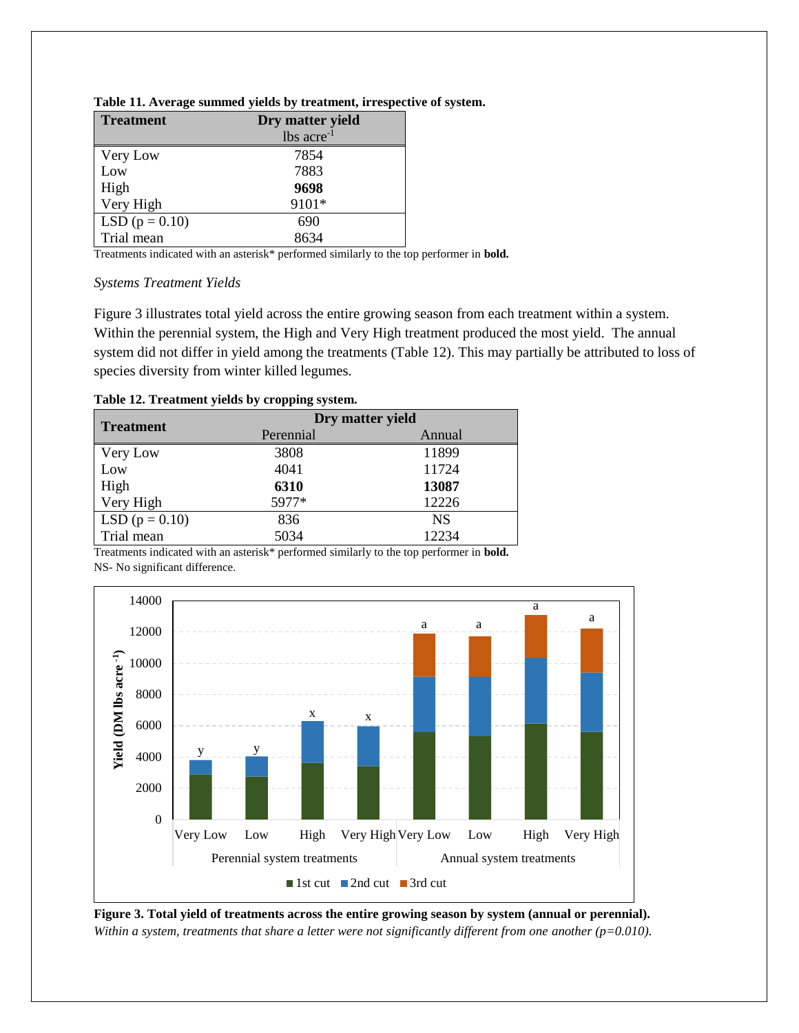**Table 11. Average summed yields by treatment, irrespective of system.**

| Treatment | Dry matter yield lbs acre$^{-1}$ |
|---|---|
| Very Low | 7854 |
| Low | 7883 |
| High | **9698** |
| Very High | 9101* |
| LSD (p = 0.10) | 690 |
| Trial mean | 8634 |

Treatments indicated with an asterisk* performed similarly to the top performer in **bold.**

*Systems Treatment Yields*

Figure 3 illustrates total yield across the entire growing season from each treatment within a system. Within the perennial system, the High and Very High treatment produced the most yield. The annual system did not differ in yield among the treatments (Table 12). This may partially be attributed to loss of species diversity from winter killed legumes.

**Table 12. Treatment yields by cropping system.**

| Treatment | Dry matter yield | |
|---|---|---|
| | Perennial | Annual |
| Very Low | 3808 | 11899 |
| Low | 4041 | 11724 |
| High | **6310** | **13087** |
| Very High | 5977* | 12226 |
| LSD (p = 0.10) | 836 | NS |
| Trial mean | 5034 | 12234 |

Treatments indicated with an asterisk* performed similarly to the top performer in **bold.**
NS- No significant difference.

**Figure 3. Total yield of treatments across the entire growing season by system (annual or perennial).** *Within a system, treatments that share a letter were not significantly different from one another (p=0.010).*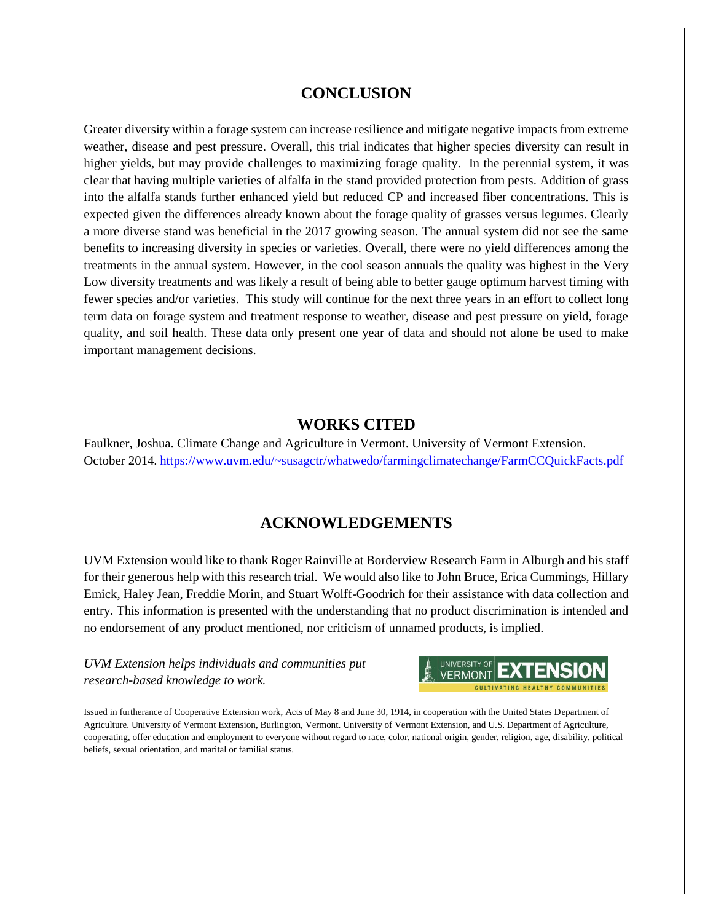## CONCLUSION

Greater diversity within a forage system can increase resilience and mitigate negative impacts from extreme weather, disease and pest pressure. Overall, this trial indicates that higher species diversity can result in higher yields, but may provide challenges to maximizing forage quality. In the perennial system, it was clear that having multiple varieties of alfalfa in the stand provided protection from pests. Addition of grass into the alfalfa stands further enhanced yield but reduced CP and increased fiber concentrations. This is expected given the differences already known about the forage quality of grasses versus legumes. Clearly a more diverse stand was beneficial in the 2017 growing season. The annual system did not see the same benefits to increasing diversity in species or varieties. Overall, there were no yield differences among the treatments in the annual system. However, in the cool season annuals the quality was highest in the Very Low diversity treatments and was likely a result of being able to better gauge optimum harvest timing with fewer species and/or varieties. This study will continue for the next three years in an effort to collect long term data on forage system and treatment response to weather, disease and pest pressure on yield, forage quality, and soil health. These data only present one year of data and should not alone be used to make important management decisions.

## WORKS CITED

Faulkner, Joshua. Climate Change and Agriculture in Vermont. University of Vermont Extension. October 2014. https://www.uvm.edu/~susagctr/whatwedo/farmingclimatechange/FarmCCQuickFacts.pdf

## ACKNOWLEDGEMENTS

UVM Extension would like to thank Roger Rainville at Borderview Research Farm in Alburgh and his staff for their generous help with this research trial. We would also like to John Bruce, Erica Cummings, Hillary Emick, Haley Jean, Freddie Morin, and Stuart Wolff-Goodrich for their assistance with data collection and entry. This information is presented with the understanding that no product discrimination is intended and no endorsement of any product mentioned, nor criticism of unnamed products, is implied.

*UVM Extension helps individuals and communities put research-based knowledge to work.*

UNIVERSITY OF VERMONT EXTENSION
CULTIVATING HEALTHY COMMUNITIES

Issued in furtherance of Cooperative Extension work, Acts of May 8 and June 30, 1914, in cooperation with the United States Department of Agriculture. University of Vermont Extension, Burlington, Vermont. University of Vermont Extension, and U.S. Department of Agriculture, cooperating, offer education and employment to everyone without regard to race, color, national origin, gender, religion, age, disability, political beliefs, sexual orientation, and marital or familial status.